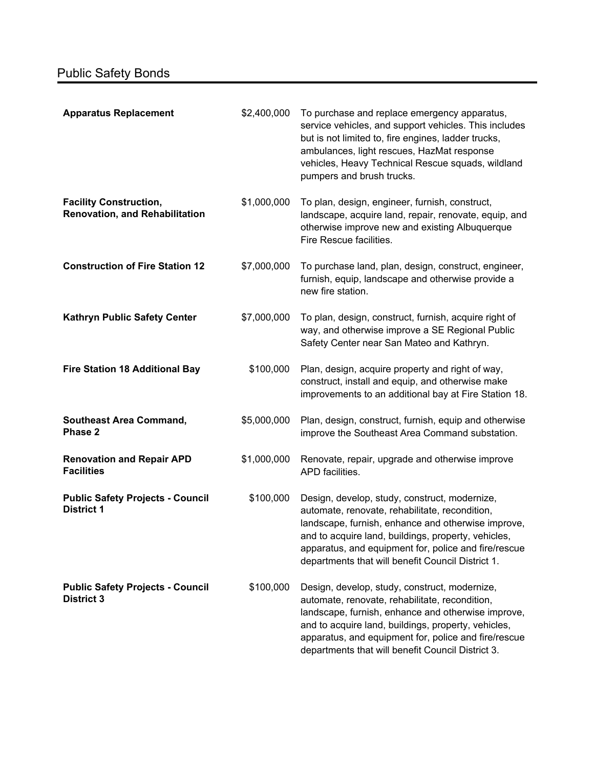# Public Safety Bonds

| | | |
|---|---|---|
| **Apparatus Replacement** | $2,400,000 | To purchase and replace emergency apparatus, service vehicles, and support vehicles. This includes but is not limited to, fire engines, ladder trucks, ambulances, light rescues, HazMat response vehicles, Heavy Technical Rescue squads, wildland pumpers and brush trucks. |
| **Facility Construction, Renovation, and Rehabilitation** | $1,000,000 | To plan, design, engineer, furnish, construct, landscape, acquire land, repair, renovate, equip, and otherwise improve new and existing Albuquerque Fire Rescue facilities. |
| **Construction of Fire Station 12** | $7,000,000 | To purchase land, plan, design, construct, engineer, furnish, equip, landscape and otherwise provide a new fire station. |
| **Kathryn Public Safety Center** | $7,000,000 | To plan, design, construct, furnish, acquire right of way, and otherwise improve a SE Regional Public Safety Center near San Mateo and Kathryn. |
| **Fire Station 18 Additional Bay** | $100,000 | Plan, design, acquire property and right of way, construct, install and equip, and otherwise make improvements to an additional bay at Fire Station 18. |
| **Southeast Area Command, Phase 2** | $5,000,000 | Plan, design, construct, furnish, equip and otherwise improve the Southeast Area Command substation. |
| **Renovation and Repair APD Facilities** | $1,000,000 | Renovate, repair, upgrade and otherwise improve APD facilities. |
| **Public Safety Projects - Council District 1** | $100,000 | Design, develop, study, construct, modernize, automate, renovate, rehabilitate, recondition, landscape, furnish, enhance and otherwise improve, and to acquire land, buildings, property, vehicles, apparatus, and equipment for, police and fire/rescue departments that will benefit Council District 1. |
| **Public Safety Projects - Council District 3** | $100,000 | Design, develop, study, construct, modernize, automate, renovate, rehabilitate, recondition, landscape, furnish, enhance and otherwise improve, and to acquire land, buildings, property, vehicles, apparatus, and equipment for, police and fire/rescue departments that will benefit Council District 3. |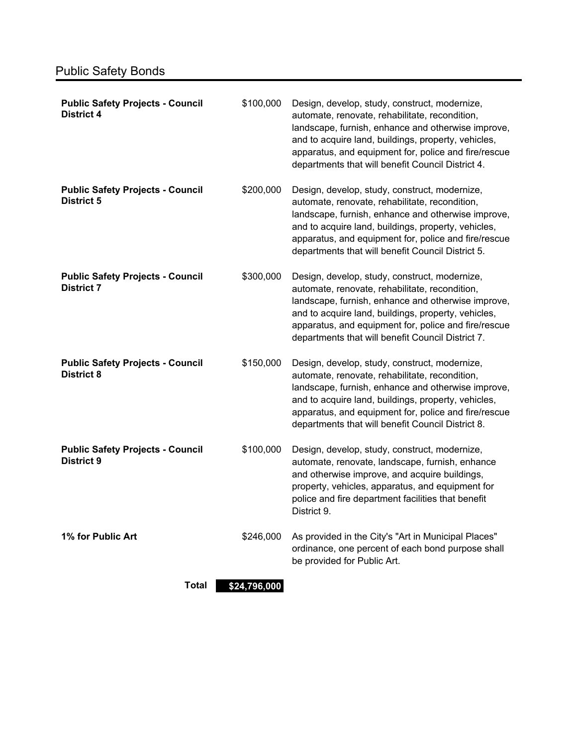## Public Safety Bonds

| | | |
|---|---|---|
| **Public Safety Projects - Council District 4** | $100,000 | Design, develop, study, construct, modernize, automate, renovate, rehabilitate, recondition, landscape, furnish, enhance and otherwise improve, and to acquire land, buildings, property, vehicles, apparatus, and equipment for, police and fire/rescue departments that will benefit Council District 4. |
| **Public Safety Projects - Council District 5** | $200,000 | Design, develop, study, construct, modernize, automate, renovate, rehabilitate, recondition, landscape, furnish, enhance and otherwise improve, and to acquire land, buildings, property, vehicles, apparatus, and equipment for, police and fire/rescue departments that will benefit Council District 5. |
| **Public Safety Projects - Council District 7** | $300,000 | Design, develop, study, construct, modernize, automate, renovate, rehabilitate, recondition, landscape, furnish, enhance and otherwise improve, and to acquire land, buildings, property, vehicles, apparatus, and equipment for, police and fire/rescue departments that will benefit Council District 7. |
| **Public Safety Projects - Council District 8** | $150,000 | Design, develop, study, construct, modernize, automate, renovate, rehabilitate, recondition, landscape, furnish, enhance and otherwise improve, and to acquire land, buildings, property, vehicles, apparatus, and equipment for, police and fire/rescue departments that will benefit Council District 8. |
| **Public Safety Projects - Council District 9** | $100,000 | Design, develop, study, construct, modernize, automate, renovate, landscape, furnish, enhance and otherwise improve, and acquire buildings, property, vehicles, apparatus, and equipment for police and fire department facilities that benefit District 9. |
| **1% for Public Art** | $246,000 | As provided in the City's "Art in Municipal Places" ordinance, one percent of each bond purpose shall be provided for Public Art. |
| **Total** | **$24,796,000** | |